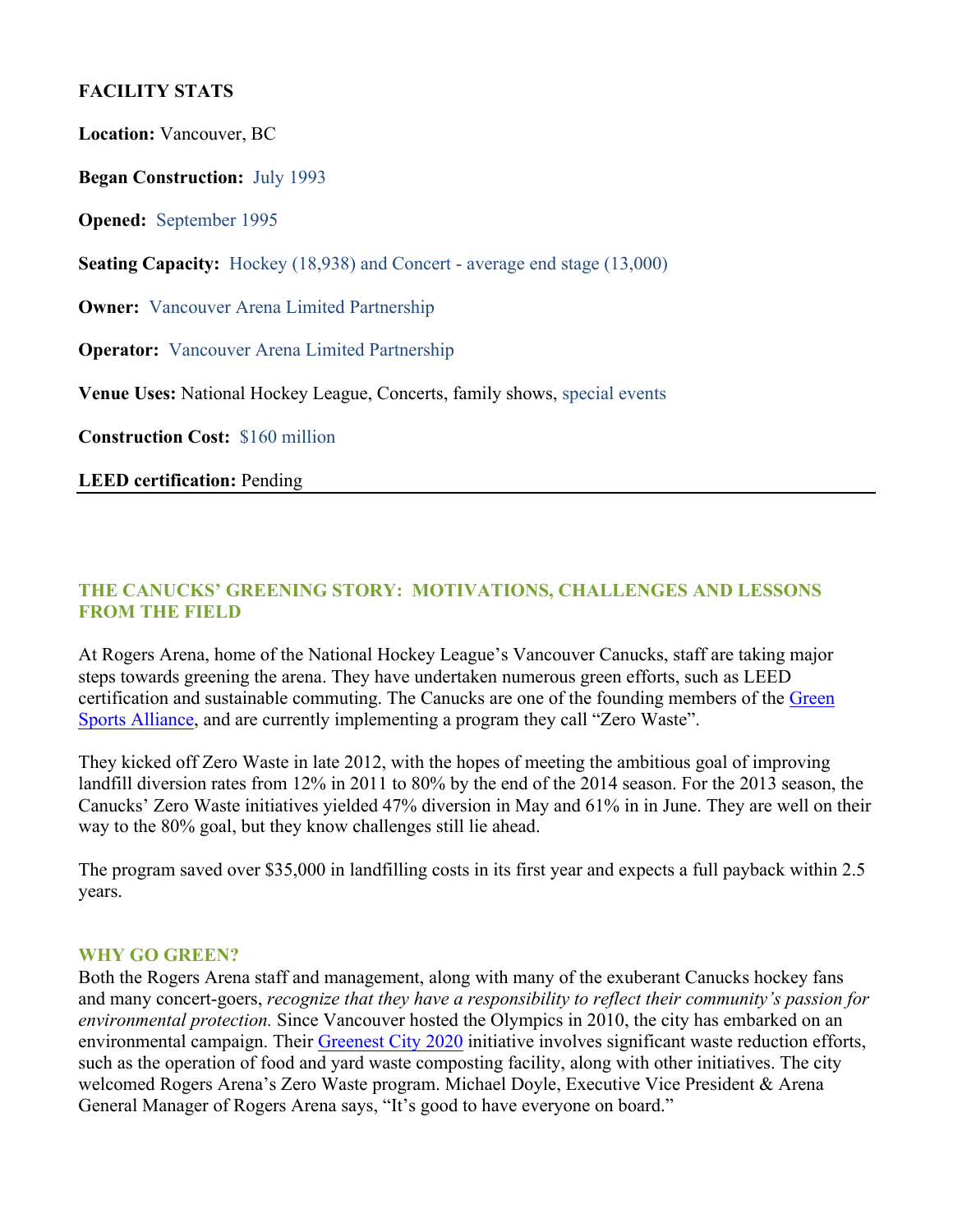**FACILITY STATS**

**Location:** Vancouver, BC

**Began Construction:** July 1993

**Opened:** September 1995

**Seating Capacity:** Hockey (18,938) and Concert - average end stage (13,000)

**Owner:** Vancouver Arena Limited Partnership

**Operator:** Vancouver Arena Limited Partnership

**Venue Uses:** National Hockey League, Concerts, family shows, special events

**Construction Cost:** $160 million

**LEED certification:** Pending

---

## THE CANUCKS' GREENING STORY: MOTIVATIONS, CHALLENGES AND LESSONS FROM THE FIELD

At Rogers Arena, home of the National Hockey League's Vancouver Canucks, staff are taking major steps towards greening the arena. They have undertaken numerous green efforts, such as LEED certification and sustainable commuting. The Canucks are one of the founding members of the Green Sports Alliance, and are currently implementing a program they call "Zero Waste".

They kicked off Zero Waste in late 2012, with the hopes of meeting the ambitious goal of improving landfill diversion rates from 12% in 2011 to 80% by the end of the 2014 season. For the 2013 season, the Canucks' Zero Waste initiatives yielded 47% diversion in May and 61% in in June. They are well on their way to the 80% goal, but they know challenges still lie ahead.

The program saved over $35,000 in landfilling costs in its first year and expects a full payback within 2.5 years.

## WHY GO GREEN?

Both the Rogers Arena staff and management, along with many of the exuberant Canucks hockey fans and many concert-goers, *recognize that they have a responsibility to reflect their community's passion for environmental protection.* Since Vancouver hosted the Olympics in 2010, the city has embarked on an environmental campaign. Their Greenest City 2020 initiative involves significant waste reduction efforts, such as the operation of food and yard waste composting facility, along with other initiatives. The city welcomed Rogers Arena's Zero Waste program. Michael Doyle, Executive Vice President & Arena General Manager of Rogers Arena says, "It's good to have everyone on board."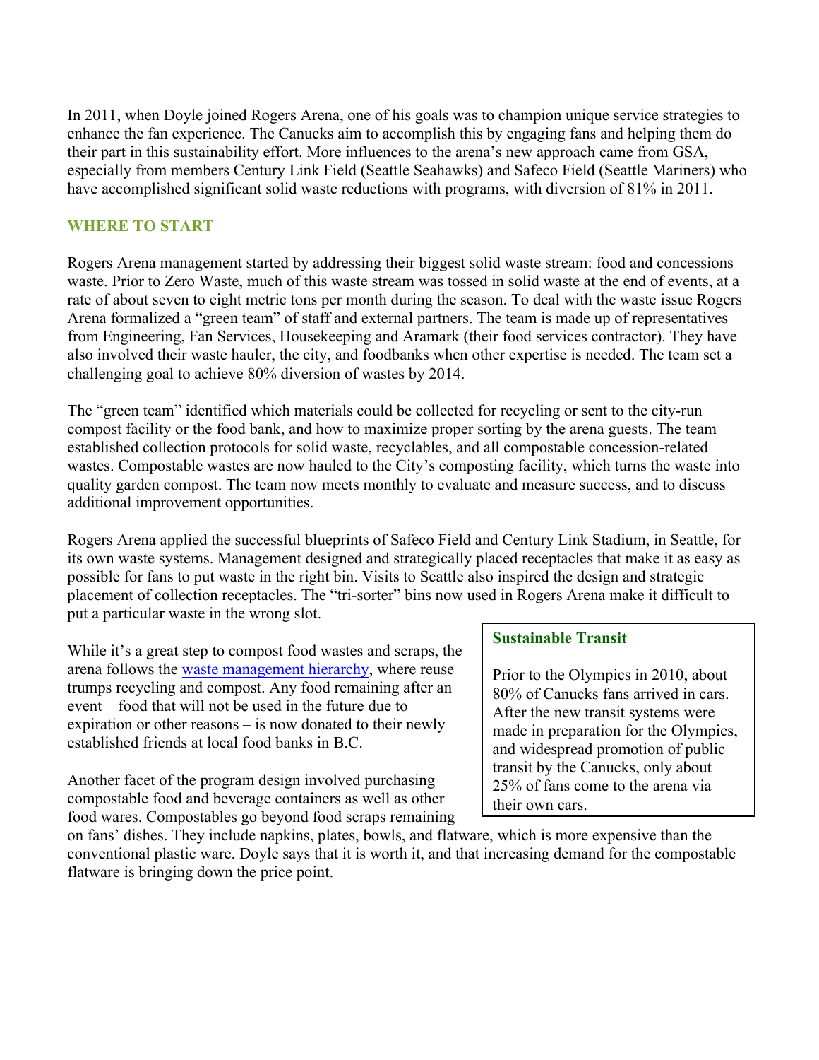In 2011, when Doyle joined Rogers Arena, one of his goals was to champion unique service strategies to enhance the fan experience. The Canucks aim to accomplish this by engaging fans and helping them do their part in this sustainability effort. More influences to the arena's new approach came from GSA, especially from members Century Link Field (Seattle Seahawks) and Safeco Field (Seattle Mariners) who have accomplished significant solid waste reductions with programs, with diversion of 81% in 2011.

## WHERE TO START

Rogers Arena management started by addressing their biggest solid waste stream: food and concessions waste. Prior to Zero Waste, much of this waste stream was tossed in solid waste at the end of events, at a rate of about seven to eight metric tons per month during the season. To deal with the waste issue Rogers Arena formalized a "green team" of staff and external partners. The team is made up of representatives from Engineering, Fan Services, Housekeeping and Aramark (their food services contractor). They have also involved their waste hauler, the city, and foodbanks when other expertise is needed. The team set a challenging goal to achieve 80% diversion of wastes by 2014.

The "green team" identified which materials could be collected for recycling or sent to the city-run compost facility or the food bank, and how to maximize proper sorting by the arena guests. The team established collection protocols for solid waste, recyclables, and all compostable concession-related wastes. Compostable wastes are now hauled to the City's composting facility, which turns the waste into quality garden compost. The team now meets monthly to evaluate and measure success, and to discuss additional improvement opportunities.

Rogers Arena applied the successful blueprints of Safeco Field and Century Link Stadium, in Seattle, for its own waste systems. Management designed and strategically placed receptacles that make it as easy as possible for fans to put waste in the right bin. Visits to Seattle also inspired the design and strategic placement of collection receptacles. The "tri-sorter" bins now used in Rogers Arena make it difficult to put a particular waste in the wrong slot.

While it's a great step to compost food wastes and scraps, the arena follows the waste management hierarchy, where reuse trumps recycling and compost. Any food remaining after an event – food that will not be used in the future due to expiration or other reasons – is now donated to their newly established friends at local food banks in B.C.

Another facet of the program design involved purchasing compostable food and beverage containers as well as other food wares. Compostables go beyond food scraps remaining on fans' dishes. They include napkins, plates, bowls, and flatware, which is more expensive than the conventional plastic ware. Doyle says that it is worth it, and that increasing demand for the compostable flatware is bringing down the price point.

**Sustainable Transit**

Prior to the Olympics in 2010, about 80% of Canucks fans arrived in cars. After the new transit systems were made in preparation for the Olympics, and widespread promotion of public transit by the Canucks, only about 25% of fans come to the arena via their own cars.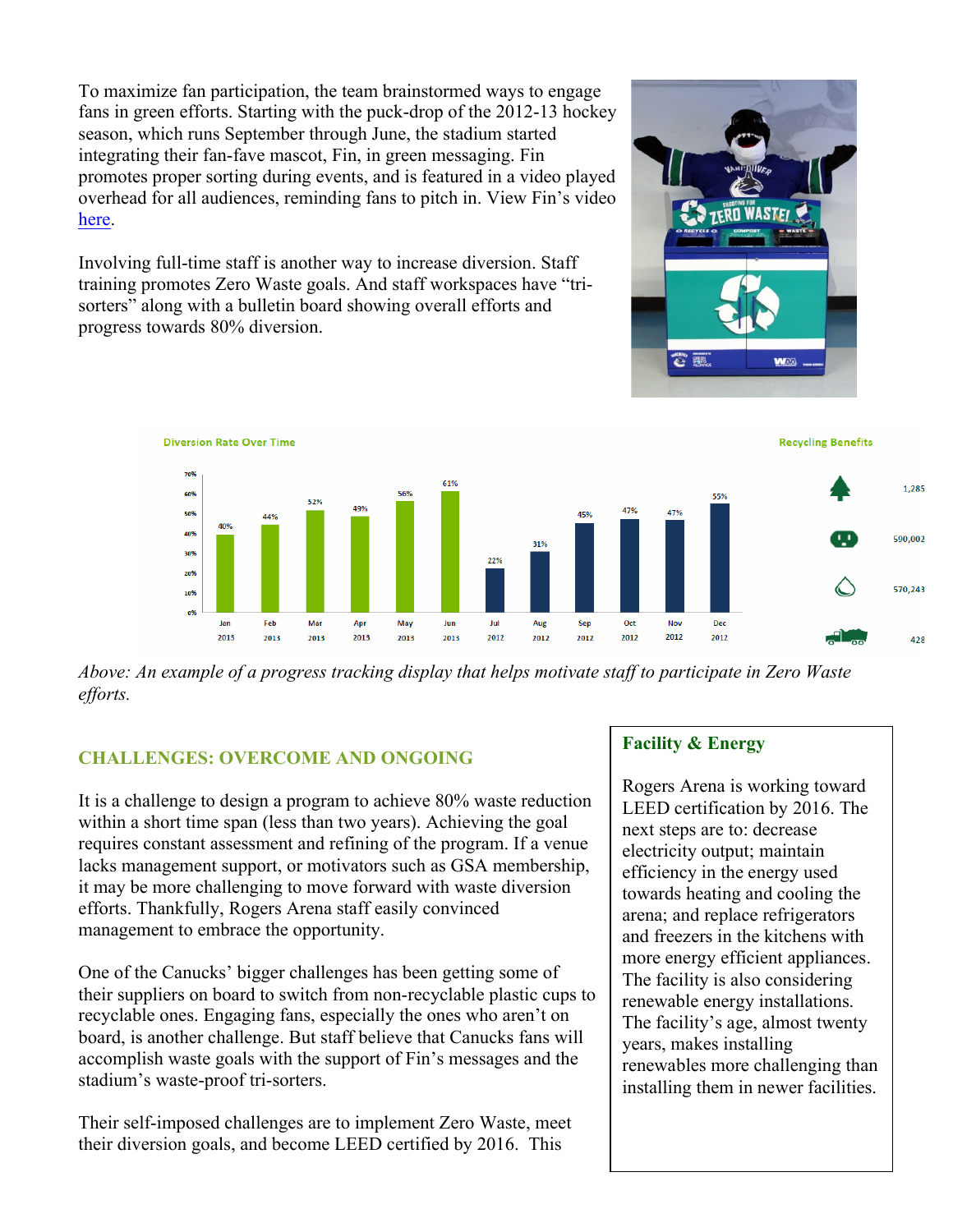To maximize fan participation, the team brainstormed ways to engage fans in green efforts. Starting with the puck-drop of the 2012-13 hockey season, which runs September through June, the stadium started integrating their fan-fave mascot, Fin, in green messaging. Fin promotes proper sorting during events, and is featured in a video played overhead for all audiences, reminding fans to pitch in. View Fin's video here.

Involving full-time staff is another way to increase diversion. Staff training promotes Zero Waste goals. And staff workspaces have "tri-sorters" along with a bulletin board showing overall efforts and progress towards 80% diversion.

*Above: An example of a progress tracking display that helps motivate staff to participate in Zero Waste efforts.*

## CHALLENGES: OVERCOME AND ONGOING

It is a challenge to design a program to achieve 80% waste reduction within a short time span (less than two years). Achieving the goal requires constant assessment and refining of the program. If a venue lacks management support, or motivators such as GSA membership, it may be more challenging to move forward with waste diversion efforts. Thankfully, Rogers Arena staff easily convinced management to embrace the opportunity.

One of the Canucks' bigger challenges has been getting some of their suppliers on board to switch from non-recyclable plastic cups to recyclable ones. Engaging fans, especially the ones who aren't on board, is another challenge. But staff believe that Canucks fans will accomplish waste goals with the support of Fin's messages and the stadium's waste-proof tri-sorters.

Their self-imposed challenges are to implement Zero Waste, meet their diversion goals, and become LEED certified by 2016. This

### Facility & Energy

Rogers Arena is working toward LEED certification by 2016. The next steps are to: decrease electricity output; maintain efficiency in the energy used towards heating and cooling the arena; and replace refrigerators and freezers in the kitchens with more energy efficient appliances. The facility is also considering renewable energy installations. The facility's age, almost twenty years, makes installing renewables more challenging than installing them in newer facilities.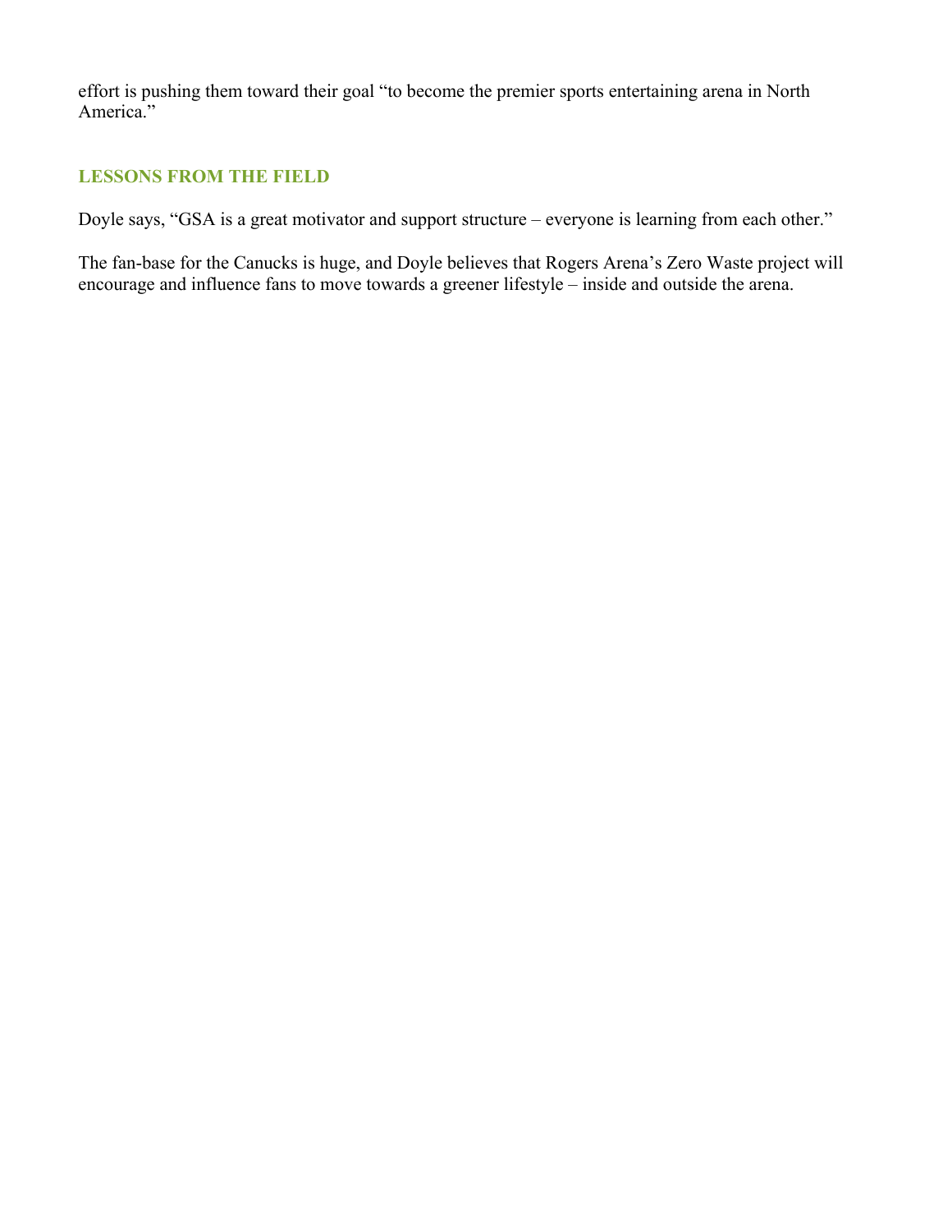effort is pushing them toward their goal "to become the premier sports entertaining arena in North America."

## LESSONS FROM THE FIELD

Doyle says, "GSA is a great motivator and support structure – everyone is learning from each other."

The fan-base for the Canucks is huge, and Doyle believes that Rogers Arena's Zero Waste project will encourage and influence fans to move towards a greener lifestyle – inside and outside the arena.